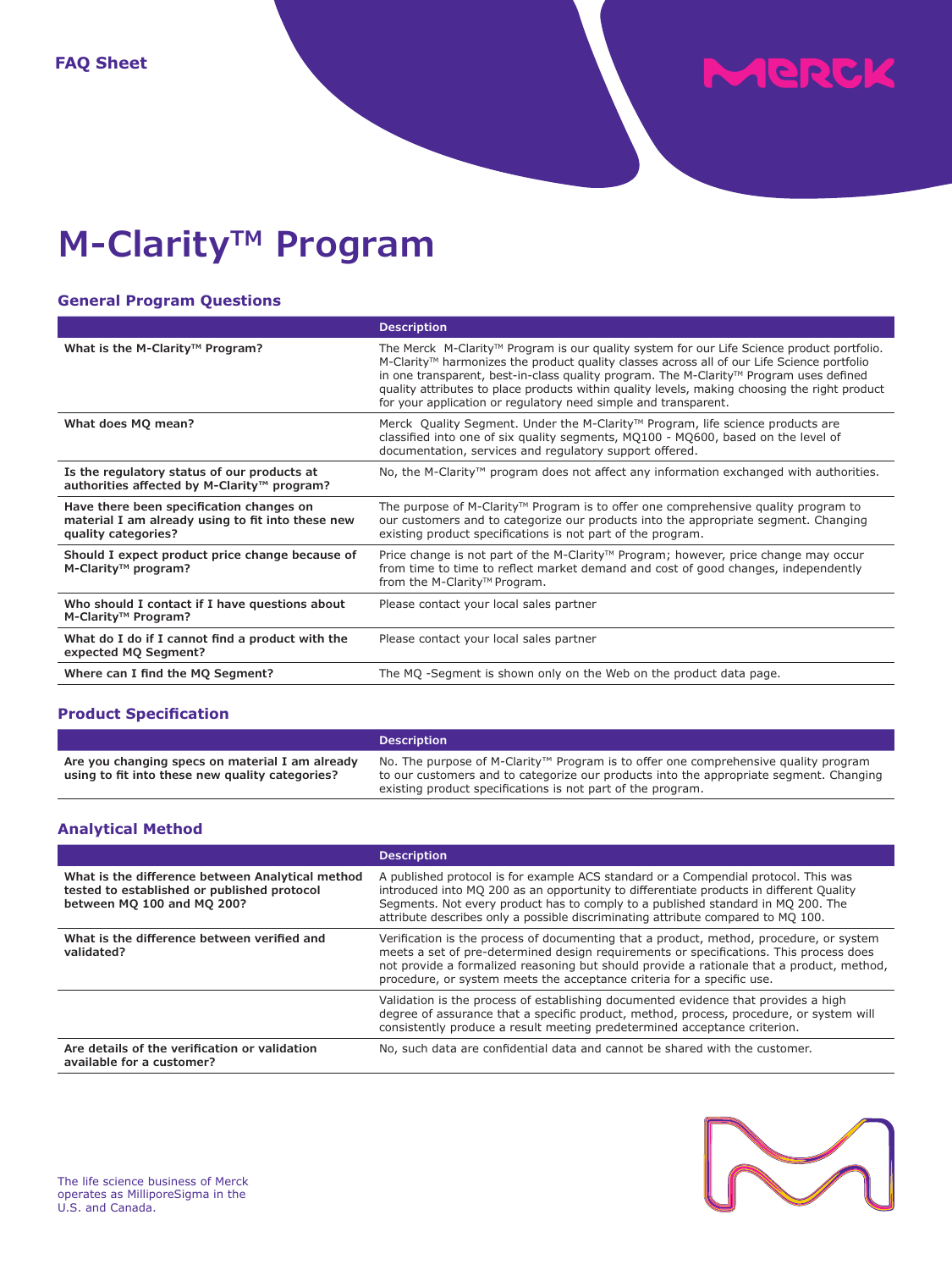FAQ Sheet

# M-Clarity™ Program

## General Program Questions

| | Description |
|---|---|
| **What is the M-Clarity™ Program?** | The Merck M-Clarity™ Program is our quality system for our Life Science product portfolio. M-Clarity™ harmonizes the product quality classes across all of our Life Science portfolio in one transparent, best-in-class quality program. The M-Clarity™ Program uses defined quality attributes to place products within quality levels, making choosing the right product for your application or regulatory need simple and transparent. |
| **What does MQ mean?** | Merck Quality Segment. Under the M-Clarity™ Program, life science products are classified into one of six quality segments, MQ100 - MQ600, based on the level of documentation, services and regulatory support offered. |
| **Is the regulatory status of our products at authorities affected by M-Clarity™ program?** | No, the M-Clarity™ program does not affect any information exchanged with authorities. |
| **Have there been specification changes on material I am already using to fit into these new quality categories?** | The purpose of M-Clarity™ Program is to offer one comprehensive quality program to our customers and to categorize our products into the appropriate segment. Changing existing product specifications is not part of the program. |
| **Should I expect product price change because of M-Clarity™ program?** | Price change is not part of the M-Clarity™ Program; however, price change may occur from time to time to reflect market demand and cost of good changes, independently from the M-Clarity™ Program. |
| **Who should I contact if I have questions about M-Clarity™ Program?** | Please contact your local sales partner |
| **What do I do if I cannot find a product with the expected MQ Segment?** | Please contact your local sales partner |
| **Where can I find the MQ Segment?** | The MQ -Segment is shown only on the Web on the product data page. |

## Product Specification

| | Description |
|---|---|
| **Are you changing specs on material I am already using to fit into these new quality categories?** | No. The purpose of M-Clarity™ Program is to offer one comprehensive quality program to our customers and to categorize our products into the appropriate segment. Changing existing product specifications is not part of the program. |

## Analytical Method

| | Description |
|---|---|
| **What is the difference between Analytical method tested to established or published protocol between MQ 100 and MQ 200?** | A published protocol is for example ACS standard or a Compendial protocol. This was introduced into MQ 200 as an opportunity to differentiate products in different Quality Segments. Not every product has to comply to a published standard in MQ 200. The attribute describes only a possible discriminating attribute compared to MQ 100. |
| **What is the difference between verified and validated?** | Verification is the process of documenting that a product, method, procedure, or system meets a set of pre-determined design requirements or specifications. This process does not provide a formalized reasoning but should provide a rationale that a product, method, procedure, or system meets the acceptance criteria for a specific use. |
| | Validation is the process of establishing documented evidence that provides a high degree of assurance that a specific product, method, process, procedure, or system will consistently produce a result meeting predetermined acceptance criterion. |
| **Are details of the verification or validation available for a customer?** | No, such data are confidential data and cannot be shared with the customer. |

The life science business of Merck operates as MilliporeSigma in the U.S. and Canada.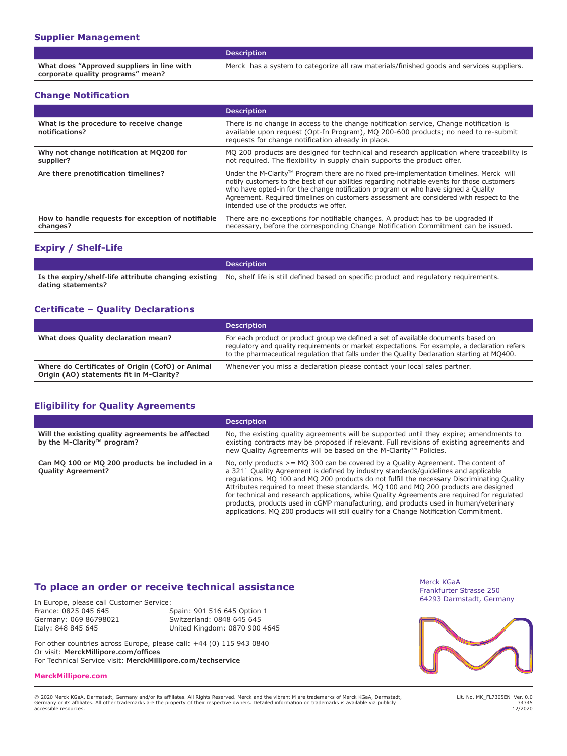## Supplier Management

| | Description |
|---|---|
| **What does "Approved suppliers in line with corporate quality programs" mean?** | Merck has a system to categorize all raw materials/finished goods and services suppliers. |

## Change Notification

| | Description |
|---|---|
| **What is the procedure to receive change notifications?** | There is no change in access to the change notification service, Change notification is available upon request (Opt-In Program), MQ 200-600 products; no need to re-submit requests for change notification already in place. |
| **Why not change notification at MQ200 for supplier?** | MQ 200 products are designed for technical and research application where traceability is not required. The flexibility in supply chain supports the product offer. |
| **Are there prenotification timelines?** | Under the M-Clarity™ Program there are no fixed pre-implementation timelines. Merck will notify customers to the best of our abilities regarding notifiable events for those customers who have opted-in for the change notification program or who have signed a Quality Agreement. Required timelines on customers assessment are considered with respect to the intended use of the products we offer. |
| **How to handle requests for exception of notifiable changes?** | There are no exceptions for notifiable changes. A product has to be upgraded if necessary, before the corresponding Change Notification Commitment can be issued. |

## Expiry / Shelf-Life

| | Description |
|---|---|
| **Is the expiry/shelf-life attribute changing existing dating statements?** | No, shelf life is still defined based on specific product and regulatory requirements. |

## Certificate – Quality Declarations

| | Description |
|---|---|
| **What does Quality declaration mean?** | For each product or product group we defined a set of available documents based on regulatory and quality requirements or market expectations. For example, a declaration refers to the pharmaceutical regulation that falls under the Quality Declaration starting at MQ400. |
| **Where do Certificates of Origin (CofO) or Animal Origin (AO) statements fit in M-Clarity?** | Whenever you miss a declaration please contact your local sales partner. |

## Eligibility for Quality Agreements

| | Description |
|---|---|
| **Will the existing quality agreements be affected by the M-Clarity™ program?** | No, the existing quality agreements will be supported until they expire; amendments to existing contracts may be proposed if relevant. Full revisions of existing agreements and new Quality Agreements will be based on the M-Clarity™ Policies. |
| **Can MQ 100 or MQ 200 products be included in a Quality Agreement?** | No, only products >= MQ 300 can be covered by a Quality Agreement. The content of a 321` Quality Agreement is defined by industry standards/guidelines and applicable regulations. MQ 100 and MQ 200 products do not fulfill the necessary Discriminating Quality Attributes required to meet these standards. MQ 100 and MQ 200 products are designed for technical and research applications, while Quality Agreements are required for regulated products, products used in cGMP manufacturing, and products used in human/veterinary applications. MQ 200 products will still qualify for a Change Notification Commitment. |

## To place an order or receive technical assistance

In Europe, please call Customer Service:

France: 0825 045 645
Germany: 069 86798021
Italy: 848 845 645
Spain: 901 516 645 Option 1
Switzerland: 0848 645 645
United Kingdom: 0870 900 4645

For other countries across Europe, please call: +44 (0) 115 943 0840
Or visit: **MerckMillipore.com/offices**
For Technical Service visit: **MerckMillipore.com/techservice**

**MerckMillipore.com**

Merck KGaA
Frankfurter Strasse 250
64293 Darmstadt, Germany

© 2020 Merck KGaA, Darmstadt, Germany and/or its affiliates. All Rights Reserved. Merck and the vibrant M are trademarks of Merck KGaA, Darmstadt, Germany or its affiliates. All other trademarks are the property of their respective owners. Detailed information on trademarks is available via publicly accessible resources.

Lit. No. MK_FL7305EN Ver. 0.0
34345
12/2020